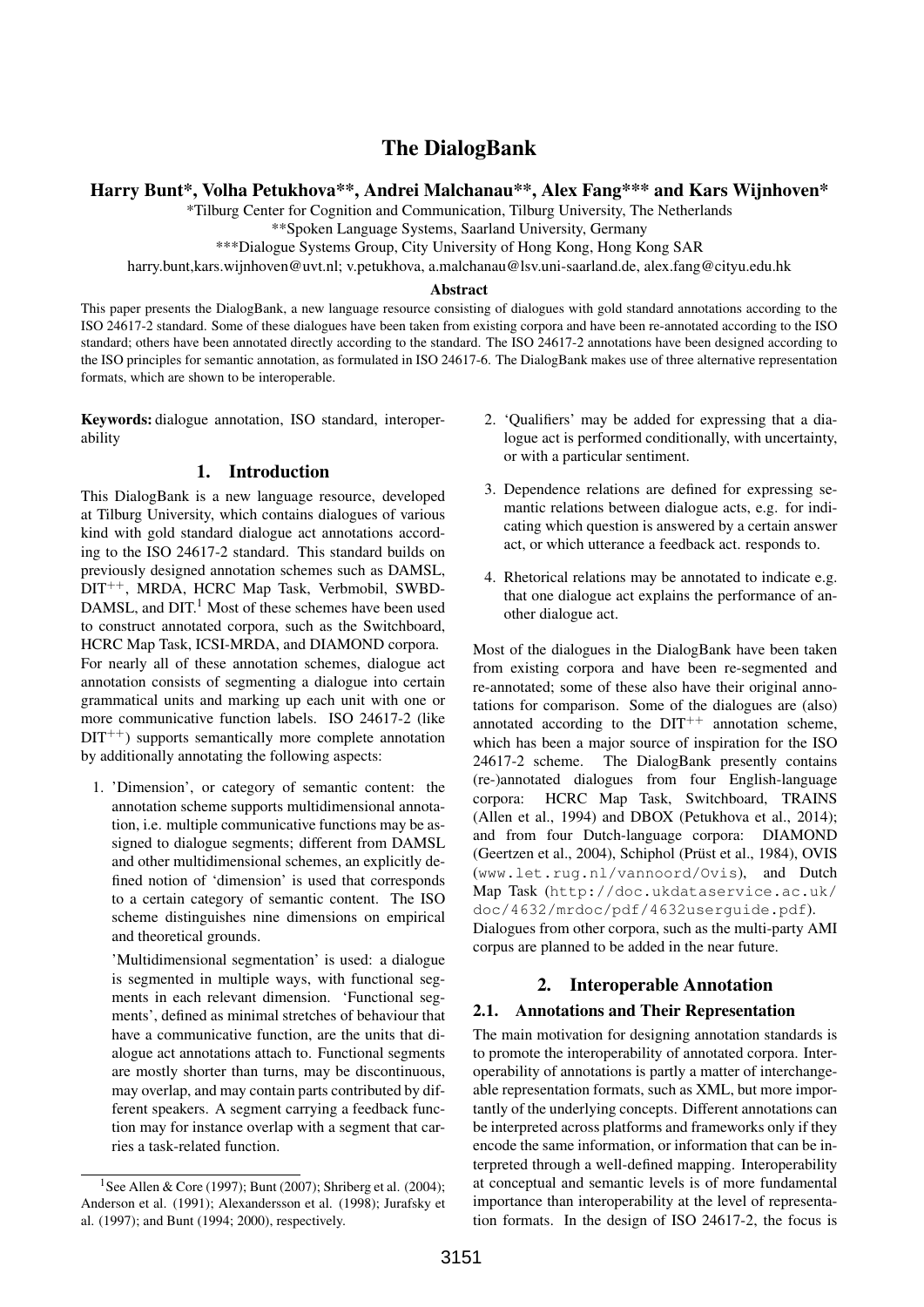# The DialogBank

**Harry Bunt*, Volha Petukhova**, Andrei Malchanau**, Alex Fang*** and Kars Wijnhoven***

*Tilburg Center for Cognition and Communication, Tilburg University, The Netherlands

**Spoken Language Systems, Saarland University, Germany

***Dialogue Systems Group, City University of Hong Kong, Hong Kong SAR

harry.bunt,kars.wijnhoven@uvt.nl; v.petukhova, a.malchanau@lsv.uni-saarland.de, alex.fang@cityu.edu.hk

### Abstract

This paper presents the DialogBank, a new language resource consisting of dialogues with gold standard annotations according to the ISO 24617-2 standard. Some of these dialogues have been taken from existing corpora and have been re-annotated according to the ISO standard; others have been annotated directly according to the standard. The ISO 24617-2 annotations have been designed according to the ISO principles for semantic annotation, as formulated in ISO 24617-6. The DialogBank makes use of three alternative representation formats, which are shown to be interoperable.

**Keywords:** dialogue annotation, ISO standard, interoperability

## 1. Introduction

This DialogBank is a new language resource, developed at Tilburg University, which contains dialogues of various kind with gold standard dialogue act annotations according to the ISO 24617-2 standard. This standard builds on previously designed annotation schemes such as DAMSL, DIT$^{++}$, MRDA, HCRC Map Task, Verbmobil, SWBD-DAMSL, and DIT.[1] Most of these schemes have been used to construct annotated corpora, such as the Switchboard, HCRC Map Task, ICSI-MRDA, and DIAMOND corpora.

For nearly all of these annotation schemes, dialogue act annotation consists of segmenting a dialogue into certain grammatical units and marking up each unit with one or more communicative function labels. ISO 24617-2 (like DIT$^{++}$) supports semantically more complete annotation by additionally annotating the following aspects:

1. 'Dimension', or category of semantic content: the annotation scheme supports multidimensional annotation, i.e. multiple communicative functions may be assigned to dialogue segments; different from DAMSL and other multidimensional schemes, an explicitly defined notion of 'dimension' is used that corresponds to a certain category of semantic content. The ISO scheme distinguishes nine dimensions on empirical and theoretical grounds.

   'Multidimensional segmentation' is used: a dialogue is segmented in multiple ways, with functional segments in each relevant dimension. 'Functional segments', defined as minimal stretches of behaviour that have a communicative function, are the units that dialogue act annotations attach to. Functional segments are mostly shorter than turns, may be discontinuous, may overlap, and may contain parts contributed by different speakers. A segment carrying a feedback function may for instance overlap with a segment that carries a task-related function.

2. 'Qualifiers' may be added for expressing that a dialogue act is performed conditionally, with uncertainty, or with a particular sentiment.

3. Dependence relations are defined for expressing semantic relations between dialogue acts, e.g. for indicating which question is answered by a certain answer act, or which utterance a feedback act. responds to.

4. Rhetorical relations may be annotated to indicate e.g. that one dialogue act explains the performance of another dialogue act.

Most of the dialogues in the DialogBank have been taken from existing corpora and have been re-segmented and re-annotated; some of these also have their original annotations for comparison. Some of the dialogues are (also) annotated according to the DIT$^{++}$ annotation scheme, which has been a major source of inspiration for the ISO 24617-2 scheme. The DialogBank presently contains (re-)annotated dialogues from four English-language corpora: HCRC Map Task, Switchboard, TRAINS (Allen et al., 1994) and DBOX (Petukhova et al., 2014); and from four Dutch-language corpora: DIAMOND (Geertzen et al., 2004), Schiphol (Prüst et al., 1984), OVIS (www.let.rug.nl/vannoord/Ovis), and Dutch Map Task (http://doc.ukdataservice.ac.uk/doc/4632/mrdoc/pdf/4632userguide.pdf). Dialogues from other corpora, such as the multi-party AMI corpus are planned to be added in the near future.

## 2. Interoperable Annotation

### 2.1. Annotations and Their Representation

The main motivation for designing annotation standards is to promote the interoperability of annotated corpora. Interoperability of annotations is partly a matter of interchangeable representation formats, such as XML, but more importantly of the underlying concepts. Different annotations can be interpreted across platforms and frameworks only if they encode the same information, or information that can be interpreted through a well-defined mapping. Interoperability at conceptual and semantic levels is of more fundamental importance than interoperability at the level of representation formats. In the design of ISO 24617-2, the focus is

[1] See Allen & Core (1997); Bunt (2007); Shriberg et al. (2004); Anderson et al. (1991); Alexandersson et al. (1998); Jurafsky et al. (1997); and Bunt (1994; 2000), respectively.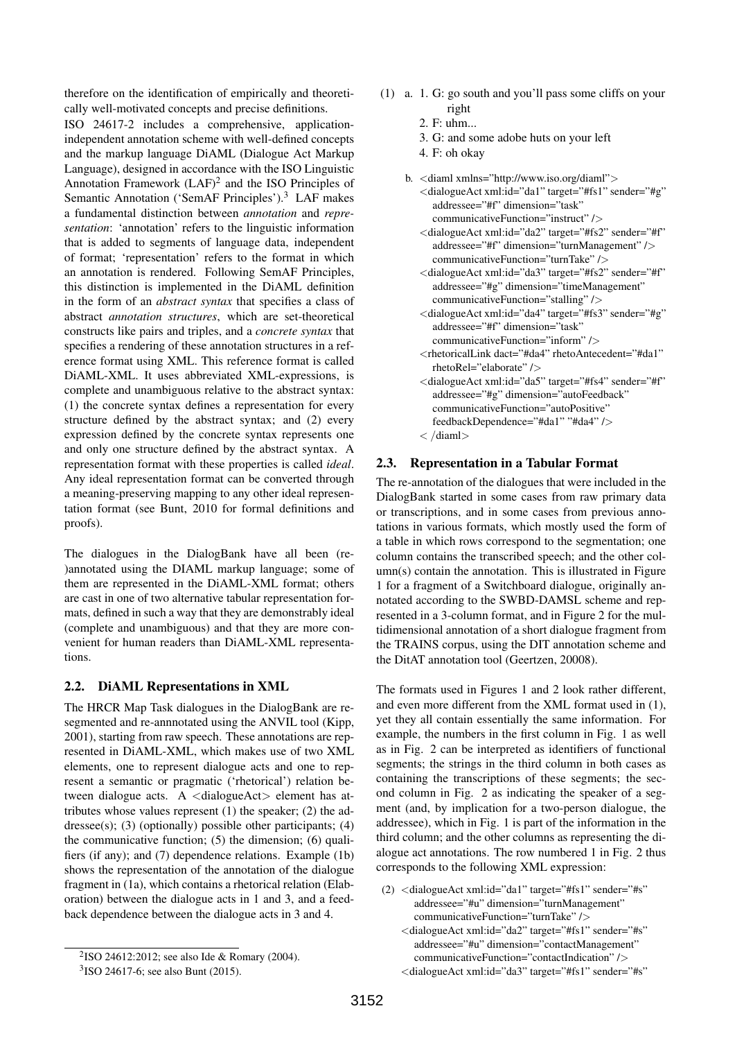therefore on the identification of empirically and theoretically well-motivated concepts and precise definitions.

ISO 24617-2 includes a comprehensive, application-independent annotation scheme with well-defined concepts and the markup language DiAML (Dialogue Act Markup Language), designed in accordance with the ISO Linguistic Annotation Framework (LAF)[2] and the ISO Principles of Semantic Annotation ('SemAF Principles').[3] LAF makes a fundamental distinction between *annotation* and *representation*: 'annotation' refers to the linguistic information that is added to segments of language data, independent of format; 'representation' refers to the format in which an annotation is rendered. Following SemAF Principles, this distinction is implemented in the DiAML definition in the form of an *abstract syntax* that specifies a class of abstract *annotation structures*, which are set-theoretical constructs like pairs and triples, and a *concrete syntax* that specifies a rendering of these annotation structures in a reference format using XML. This reference format is called DiAML-XML. It uses abbreviated XML-expressions, is complete and unambiguous relative to the abstract syntax: (1) the concrete syntax defines a representation for every structure defined by the abstract syntax; and (2) every expression defined by the concrete syntax represents one and only one structure defined by the abstract syntax. A representation format with these properties is called *ideal*. Any ideal representation format can be converted through a meaning-preserving mapping to any other ideal representation format (see Bunt, 2010 for formal definitions and proofs).

The dialogues in the DialogBank have all been (re-)annotated using the DIAML markup language; some of them are represented in the DiAML-XML format; others are cast in one of two alternative tabular representation formats, defined in such a way that they are demonstrably ideal (complete and unambiguous) and that they are more convenient for human readers than DiAML-XML representations.

## 2.2. DiAML Representations in XML

The HRCR Map Task dialogues in the DialogBank are resegmented and re-annnotated using the ANVIL tool (Kipp, 2001), starting from raw speech. These annotations are represented in DiAML-XML, which makes use of two XML elements, one to represent dialogue acts and one to represent a semantic or pragmatic ('rhetorical') relation between dialogue acts. A <dialogueAct> element has attributes whose values represent (1) the speaker; (2) the addressee(s); (3) (optionally) possible other participants; (4) the communicative function; (5) the dimension; (6) qualifiers (if any); and (7) dependence relations. Example (1b) shows the representation of the annotation of the dialogue fragment in (1a), which contains a rhetorical relation (Elaboration) between the dialogue acts in 1 and 3, and a feedback dependence between the dialogue acts in 3 and 4.

(1) a. 1. G: go south and you'll pass some cliffs on your right
2. F: uhm...
3. G: and some adobe huts on your left
4. F: oh okay

b.
```
<diaml xmlns="http://www.iso.org/diaml">
<dialogueAct xml:id="da1" target="#fs1" sender="#g"
   addressee="#f" dimension="task"
   communicativeFunction="instruct" />
<dialogueAct xml:id="da2" target="#fs2" sender="#f"
   addressee="#f" dimension="turnManagement" />
   communicativeFunction="turnTake" />
<dialogueAct xml:id="da3" target="#fs2" sender="#f"
   addressee="#g" dimension="timeManagement"
   communicativeFunction="stalling" />
<dialogueAct xml:id="da4" target="#fs3" sender="#g"
   addressee="#f" dimension="task"
   communicativeFunction="inform" />
<rhetoricalLink dact="#da4" rhetoAntecedent="#da1"
   rhetoRel="elaborate" />
<dialogueAct xml:id="da5" target="#fs4" sender="#f"
   addressee="#g" dimension="autoFeedback"
   communicativeFunction="autoPositive"
   feedbackDependence="#da1" "#da4" />
< /diaml>
```

## 2.3. Representation in a Tabular Format

The re-annotation of the dialogues that were included in the DialogBank started in some cases from raw primary data or transcriptions, and in some cases from previous annotations in various formats, which mostly used the form of a table in which rows correspond to the segmentation; one column contains the transcribed speech; and the other column(s) contain the annotation. This is illustrated in Figure 1 for a fragment of a Switchboard dialogue, originally annotated according to the SWBD-DAMSL scheme and represented in a 3-column format, and in Figure 2 for the multidimensional annotation of a short dialogue fragment from the TRAINS corpus, using the DIT annotation scheme and the DitAT annotation tool (Geertzen, 20008).

The formats used in Figures 1 and 2 look rather different, and even more different from the XML format used in (1), yet they all contain essentially the same information. For example, the numbers in the first column in Fig. 1 as well as in Fig. 2 can be interpreted as identifiers of functional segments; the strings in the third column in both cases as containing the transcriptions of these segments; the second column in Fig. 2 as indicating the speaker of a segment (and, by implication for a two-person dialogue, the addressee), which in Fig. 1 is part of the information in the third column; and the other columns as representing the dialogue act annotations. The row numbered 1 in Fig. 2 thus corresponds to the following XML expression:

(2)
```
<dialogueAct xml:id="da1" target="#fs1" sender="#s"
   addressee="#u" dimension="turnManagement"
   communicativeFunction="turnTake" />
<dialogueAct xml:id="da2" target="#fs1" sender="#s"
   addressee="#u" dimension="contactManagement"
   communicativeFunction="contactIndication" />
<dialogueAct xml:id="da3" target="#fs1" sender="#s"
```

[2] ISO 24612:2012; see also Ide & Romary (2004).

[3] ISO 24617-6; see also Bunt (2015).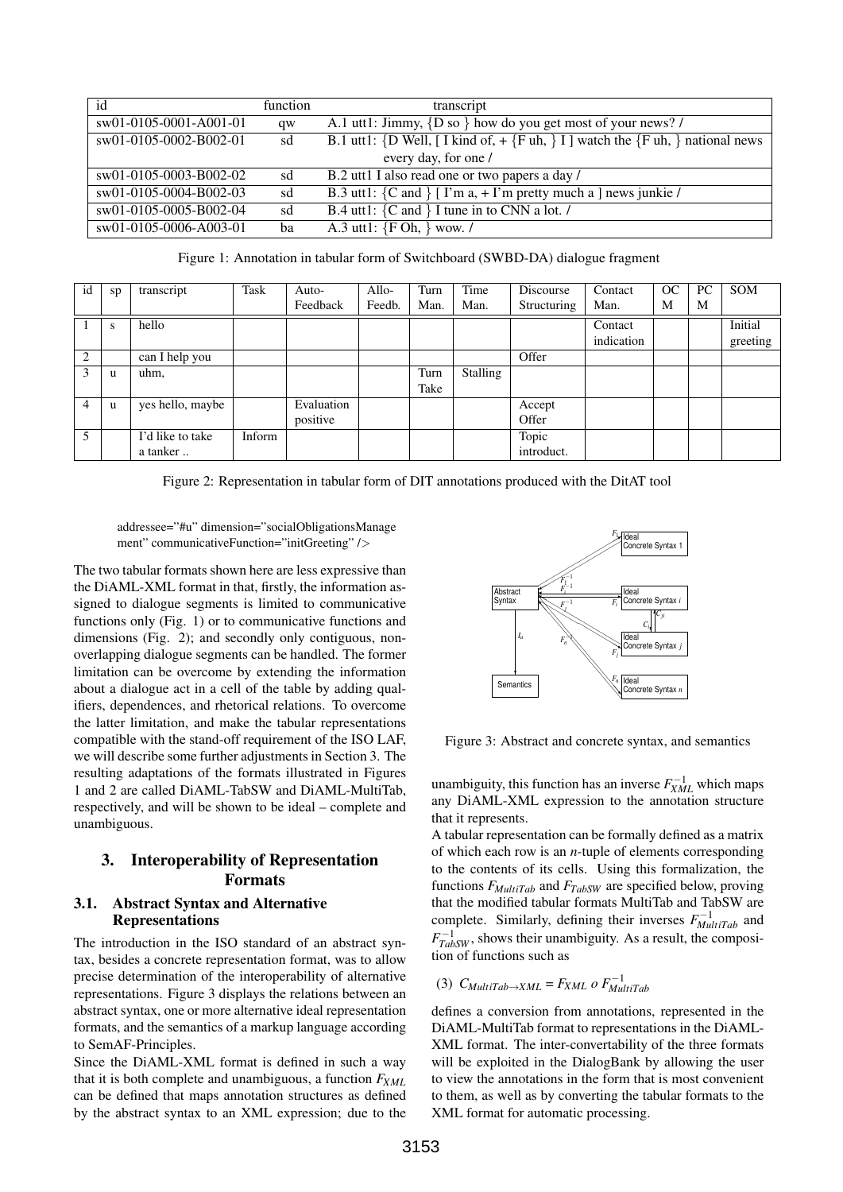| id | function | transcript |
|---|---|---|
| sw01-0105-0001-A001-01 | qw | A.1 utt1: Jimmy, {D so } how do you get most of your news? / |
| sw01-0105-0002-B002-01 | sd | B.1 utt1: {D Well, [ I kind of, + {F uh, } I ] watch the {F uh, } national news every day, for one / |
| sw01-0105-0003-B002-02 | sd | B.2 utt1 I also read one or two papers a day / |
| sw01-0105-0004-B002-03 | sd | B.3 utt1: {C and } [ I'm a, + I'm pretty much a ] news junkie / |
| sw01-0105-0005-B002-04 | sd | B.4 utt1: {C and } I tune in to CNN a lot. / |
| sw01-0105-0006-A003-01 | ba | A.3 utt1: {F Oh, } wow. / |

Figure 1: Annotation in tabular form of Switchboard (SWBD-DA) dialogue fragment

| id | sp | transcript | Task | Auto-Feedback | Allo-Feedb. | Turn Man. | Time Man. | Discourse Structuring | Contact Man. | OCM | PCM | SOM |
|---|---|---|---|---|---|---|---|---|---|---|---|---|
| 1 | s | hello | | | | | | | Contact indication | | | Initial greeting |
| 2 | | can I help you | | | | | | Offer | | | | |
| 3 | u | uhm, | | | | Turn Take | Stalling | | | | | |
| 4 | u | yes hello, maybe | | Evaluation positive | | | | Accept Offer | | | | |
| 5 | | I'd like to take a tanker .. | Inform | | | | | Topic introduct. | | | | |

Figure 2: Representation in tabular form of DIT annotations produced with the DitAT tool

addressee="#u" dimension="socialObligationsManagement" communicativeFunction="initGreeting" />

The two tabular formats shown here are less expressive than the DiAML-XML format in that, firstly, the information assigned to dialogue segments is limited to communicative functions only (Fig. 1) or to communicative functions and dimensions (Fig. 2); and secondly only contiguous, non-overlapping dialogue segments can be handled. The former limitation can be overcome by extending the information about a dialogue act in a cell of the table by adding qualifiers, dependences, and rhetorical relations. To overcome the latter limitation, and make the tabular representations compatible with the stand-off requirement of the ISO LAF, we will describe some further adjustments in Section 3. The resulting adaptations of the formats illustrated in Figures 1 and 2 are called DiAML-TabSW and DiAML-MultiTab, respectively, and will be shown to be ideal – complete and unambiguous.

## 3. Interoperability of Representation Formats

### 3.1. Abstract Syntax and Alternative Representations

The introduction in the ISO standard of an abstract syntax, besides a concrete representation format, was to allow precise determination of the interoperability of alternative representations. Figure 3 displays the relations between an abstract syntax, one or more alternative ideal representation formats, and the semantics of a markup language according to SemAF-Principles.

Since the DiAML-XML format is defined in such a way that it is both complete and unambiguous, a function $F_{XML}$ can be defined that maps annotation structures as defined by the abstract syntax to an XML expression; due to the unambiguity, this function has an inverse $F_{XML}^{-1}$ which maps any DiAML-XML expression to the annotation structure that it represents.

Figure 3: Abstract and concrete syntax, and semantics

A tabular representation can be formally defined as a matrix of which each row is an $n$-tuple of elements corresponding to the contents of its cells. Using this formalization, the functions $F_{MultiTab}$ and $F_{TabSW}$ are specified below, proving that the modified tabular formats MultiTab and TabSW are complete. Similarly, defining their inverses $F_{MultiTab}^{-1}$ and $F_{TabSW}^{-1}$, shows their unambiguity. As a result, the composition of functions such as

(3) $C_{MultiTab \rightarrow XML} = F_{XML} \; o \; F_{MultiTab}^{-1}$

defines a conversion from annotations, represented in the DiAML-MultiTab format to representations in the DiAML-XML format. The inter-convertability of the three formats will be exploited in the DialogBank by allowing the user to view the annotations in the form that is most convenient to them, as well as by converting the tabular formats to the XML format for automatic processing.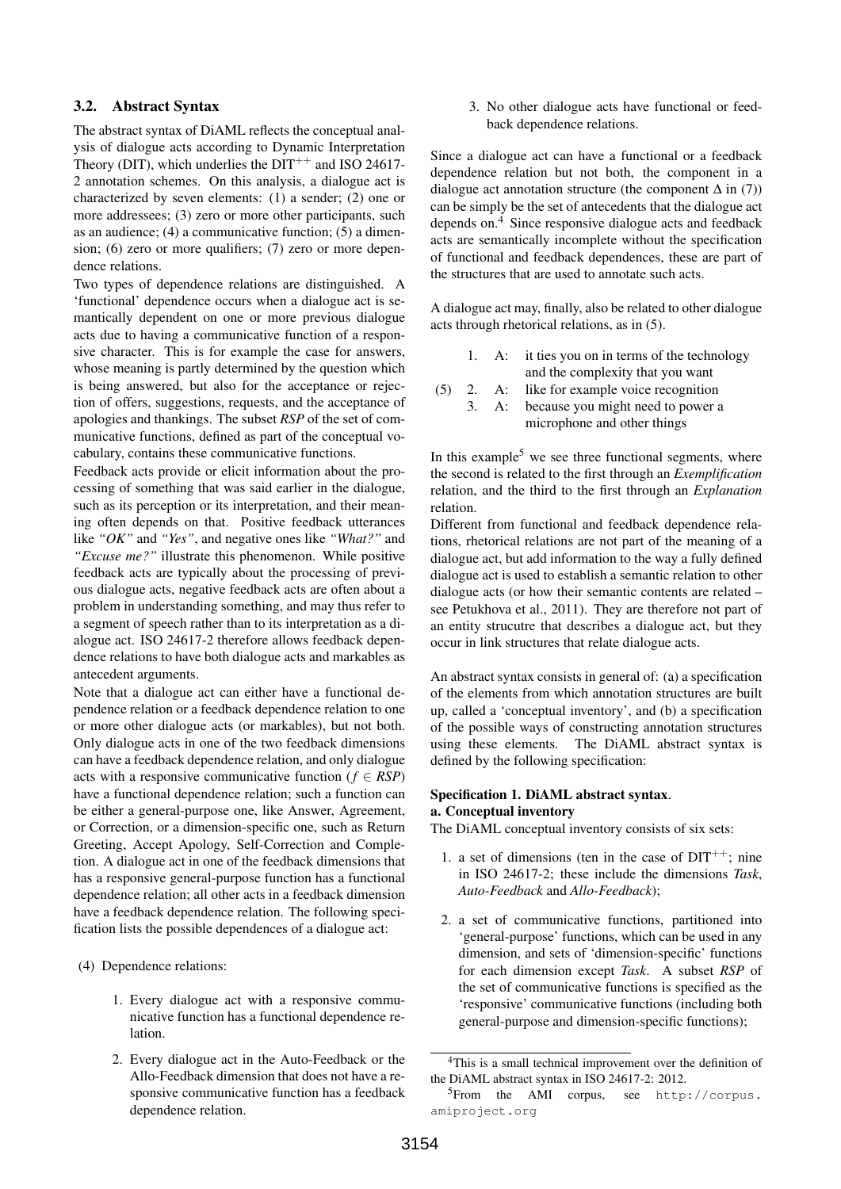### 3.2. Abstract Syntax

The abstract syntax of DiAML reflects the conceptual analysis of dialogue acts according to Dynamic Interpretation Theory (DIT), which underlies the DIT$^{++}$ and ISO 24617-2 annotation schemes. On this analysis, a dialogue act is characterized by seven elements: (1) a sender; (2) one or more addressees; (3) zero or more other participants, such as an audience; (4) a communicative function; (5) a dimension; (6) zero or more qualifiers; (7) zero or more dependence relations.

Two types of dependence relations are distinguished. A 'functional' dependence occurs when a dialogue act is semantically dependent on one or more previous dialogue acts due to having a communicative function of a responsive character. This is for example the case for answers, whose meaning is partly determined by the question which is being answered, but also for the acceptance or rejection of offers, suggestions, requests, and the acceptance of apologies and thankings. The subset *RSP* of the set of communicative functions, defined as part of the conceptual vocabulary, contains these communicative functions.

Feedback acts provide or elicit information about the processing of something that was said earlier in the dialogue, such as its perception or its interpretation, and their meaning often depends on that. Positive feedback utterances like *"OK"* and *"Yes"*, and negative ones like *"What?"* and *"Excuse me?"* illustrate this phenomenon. While positive feedback acts are typically about the processing of previous dialogue acts, negative feedback acts are often about a problem in understanding something, and may thus refer to a segment of speech rather than to its interpretation as a dialogue act. ISO 24617-2 therefore allows feedback dependence relations to have both dialogue acts and markables as antecedent arguments.

Note that a dialogue act can either have a functional dependence relation or a feedback dependence relation to one or more other dialogue acts (or markables), but not both. Only dialogue acts in one of the two feedback dimensions can have a feedback dependence relation, and only dialogue acts with a responsive communicative function ($f \in RSP$) have a functional dependence relation; such a function can be either a general-purpose one, like Answer, Agreement, or Correction, or a dimension-specific one, such as Return Greeting, Accept Apology, Self-Correction and Completion. A dialogue act in one of the feedback dimensions that has a responsive general-purpose function has a functional dependence relation; all other acts in a feedback dimension have a feedback dependence relation. The following specification lists the possible dependences of a dialogue act:

(4) Dependence relations:

1. Every dialogue act with a responsive communicative function has a functional dependence relation.
2. Every dialogue act in the Auto-Feedback or the Allo-Feedback dimension that does not have a responsive communicative function has a feedback dependence relation.
3. No other dialogue acts have functional or feedback dependence relations.

Since a dialogue act can have a functional or a feedback dependence relation but not both, the component in a dialogue act annotation structure (the component $\Delta$ in (7)) can be simply be the set of antecedents that the dialogue act depends on.[4] Since responsive dialogue acts and feedback acts are semantically incomplete without the specification of functional and feedback dependences, these are part of the structures that are used to annotate such acts.

A dialogue act may, finally, also be related to other dialogue acts through rhetorical relations, as in (5).

(5)
1. A: it ties you on in terms of the technology and the complexity that you want
2. A: like for example voice recognition
3. A: because you might need to power a microphone and other things

In this example[5] we see three functional segments, where the second is related to the first through an *Exemplification* relation, and the third to the first through an *Explanation* relation.

Different from functional and feedback dependence relations, rhetorical relations are not part of the meaning of a dialogue act, but add information to the way a fully defined dialogue act is used to establish a semantic relation to other dialogue acts (or how their semantic contents are related – see Petukhova et al., 2011). They are therefore not part of an entity strucutre that describes a dialogue act, but they occur in link structures that relate dialogue acts.

An abstract syntax consists in general of: (a) a specification of the elements from which annotation structures are built up, called a 'conceptual inventory', and (b) a specification of the possible ways of constructing annotation structures using these elements. The DiAML abstract syntax is defined by the following specification:

**Specification 1. DiAML abstract syntax.**
**a. Conceptual inventory**
The DiAML conceptual inventory consists of six sets:

1. a set of dimensions (ten in the case of DIT$^{++}$; nine in ISO 24617-2; these include the dimensions *Task*, *Auto-Feedback* and *Allo-Feedback*);
2. a set of communicative functions, partitioned into 'general-purpose' functions, which can be used in any dimension, and sets of 'dimension-specific' functions for each dimension except *Task*. A subset *RSP* of the set of communicative functions is specified as the 'responsive' communicative functions (including both general-purpose and dimension-specific functions);

[4] This is a small technical improvement over the definition of the DiAML abstract syntax in ISO 24617-2: 2012.

[5] From the AMI corpus, see http://corpus.amiproject.org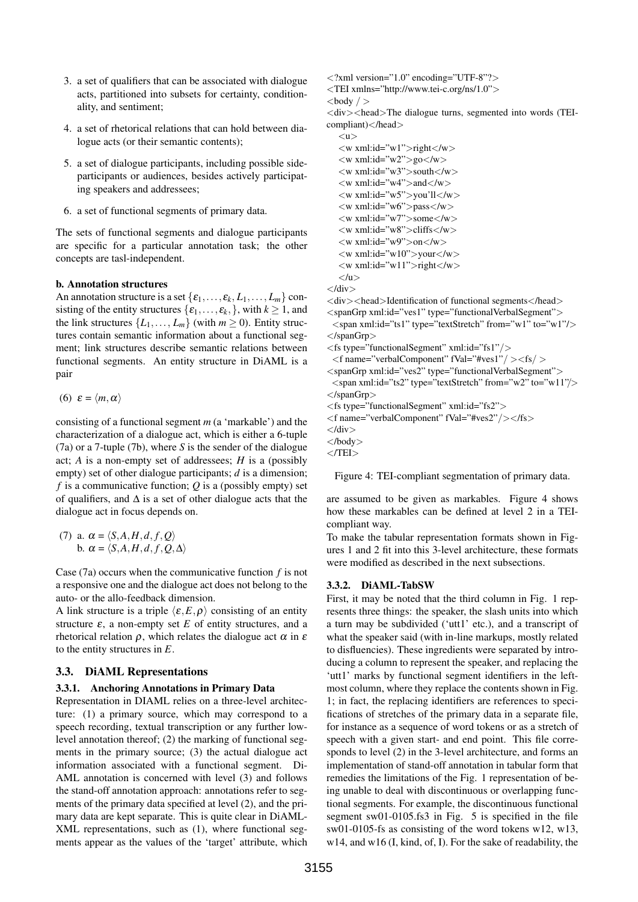3. a set of qualifiers that can be associated with dialogue acts, partitioned into subsets for certainty, conditionality, and sentiment;
4. a set of rhetorical relations that can hold between dialogue acts (or their semantic contents);
5. a set of dialogue participants, including possible side-participants or audiences, besides actively participating speakers and addressees;
6. a set of functional segments of primary data.

The sets of functional segments and dialogue participants are specific for a particular annotation task; the other concepts are tasl-independent.

**b. Annotation structures**

An annotation structure is a set $\{\varepsilon_1, \ldots, \varepsilon_k, L_1, \ldots, L_m\}$ consisting of the entity structures $\{\varepsilon_1, \ldots, \varepsilon_k,\}$, with $k \geq 1$, and the link structures $\{L_1, \ldots, L_m\}$ (with $m \geq 0$). Entity structures contain semantic information about a functional segment; link structures describe semantic relations between functional segments. An entity structure in DiAML is a pair

(6) $\varepsilon = \langle m, \alpha \rangle$

consisting of a functional segment $m$ (a 'markable') and the characterization of a dialogue act, which is either a 6-tuple (7a) or a 7-tuple (7b), where $S$ is the sender of the dialogue act; $A$ is a non-empty set of addressees; $H$ is a (possibly empty) set of other dialogue participants; $d$ is a dimension; $f$ is a communicative function; $Q$ is a (possibly empty) set of qualifiers, and $\Delta$ is a set of other dialogue acts that the dialogue act in focus depends on.

(7) a. $\alpha = \langle S, A, H, d, f, Q \rangle$
b. $\alpha = \langle S, A, H, d, f, Q, \Delta \rangle$

Case (7a) occurs when the communicative function $f$ is not a responsive one and the dialogue act does not belong to the auto- or the allo-feedback dimension.

A link structure is a triple $\langle \varepsilon, E, \rho \rangle$ consisting of an entity structure $\varepsilon$, a non-empty set $E$ of entity structures, and a rhetorical relation $\rho$, which relates the dialogue act $\alpha$ in $\varepsilon$ to the entity structures in $E$.

## 3.3. DiAML Representations

### 3.3.1. Anchoring Annotations in Primary Data

Representation in DIAML relies on a three-level architecture: (1) a primary source, which may correspond to a speech recording, textual transcription or any further low-level annotation thereof; (2) the marking of functional segments in the primary source; (3) the actual dialogue act information associated with a functional segment. DiAML annotation is concerned with level (3) and follows the stand-off annotation approach: annotations refer to segments of the primary data specified at level (2), and the primary data are kept separate. This is quite clear in DiAML-XML representations, such as (1), where functional segments appear as the values of the 'target' attribute, which are assumed to be given as markables. Figure 4 shows how these markables can be defined at level 2 in a TEI-compliant way.

```
<?xml version="1.0" encoding="UTF-8"?>
<TEI xmlns="http://www.tei-c.org/ns/1.0">
<body / >
<div><head>The dialogue turns, segmented into words (TEI-compliant)</head>
  <u>
  <w xml:id="w1">right</w>
  <w xml:id="w2">go</w>
  <w xml:id="w3">south</w>
  <w xml:id="w4">and</w>
  <w xml:id="w5">you'll</w>
  <w xml:id="w6">pass</w>
  <w xml:id="w7">some</w>
  <w xml:id="w8">cliffs</w>
  <w xml:id="w9">on</w>
  <w xml:id="w10">your</w>
  <w xml:id="w11">right</w>
  </u>
</div>
<div><head>Identification of functional segments</head>
<spanGrp xml:id="ves1" type="functionalVerbalSegment">
  <span xml:id="ts1" type="textStretch" from="w1" to="w1"/>
</spanGrp>
<fs type="functionalSegment" xml:id="fs1"/>
  <f name="verbalComponent" fVal="#ves1"/ ><fs/ >
<spanGrp xml:id="ves2" type="functionalVerbalSegment">
  <span xml:id="ts2" type="textStretch" from="w2" to="w11"/>
</spanGrp>
<fs type="functionalSegment" xml:id="fs2">
<f name="verbalComponent" fVal="#ves2"/></fs>
</div>
</body>
</TEI>
```

Figure 4: TEI-compliant segmentation of primary data.

To make the tabular representation formats shown in Figures 1 and 2 fit into this 3-level architecture, these formats were modified as described in the next subsections.

### 3.3.2. DiAML-TabSW

First, it may be noted that the third column in Fig. 1 represents three things: the speaker, the slash units into which a turn may be subdivided ('utt1' etc.), and a transcript of what the speaker said (with in-line markups, mostly related to disfluencies). These ingredients were separated by introducing a column to represent the speaker, and replacing the 'utt1' marks by functional segment identifiers in the leftmost column, where they replace the contents shown in Fig. 1; in fact, the replacing identifiers are references to specifications of stretches of the primary data in a separate file, for instance as a sequence of word tokens or as a stretch of speech with a given start- and end point. This file corresponds to level (2) in the 3-level architecture, and forms an implementation of stand-off annotation in tabular form that remedies the limitations of the Fig. 1 representation of being unable to deal with discontinuous or overlapping functional segments. For example, the discontinuous functional segment sw01-0105.fs3 in Fig. 5 is specified in the file sw01-0105-fs as consisting of the word tokens w12, w13, w14, and w16 (I, kind, of, I). For the sake of readability, the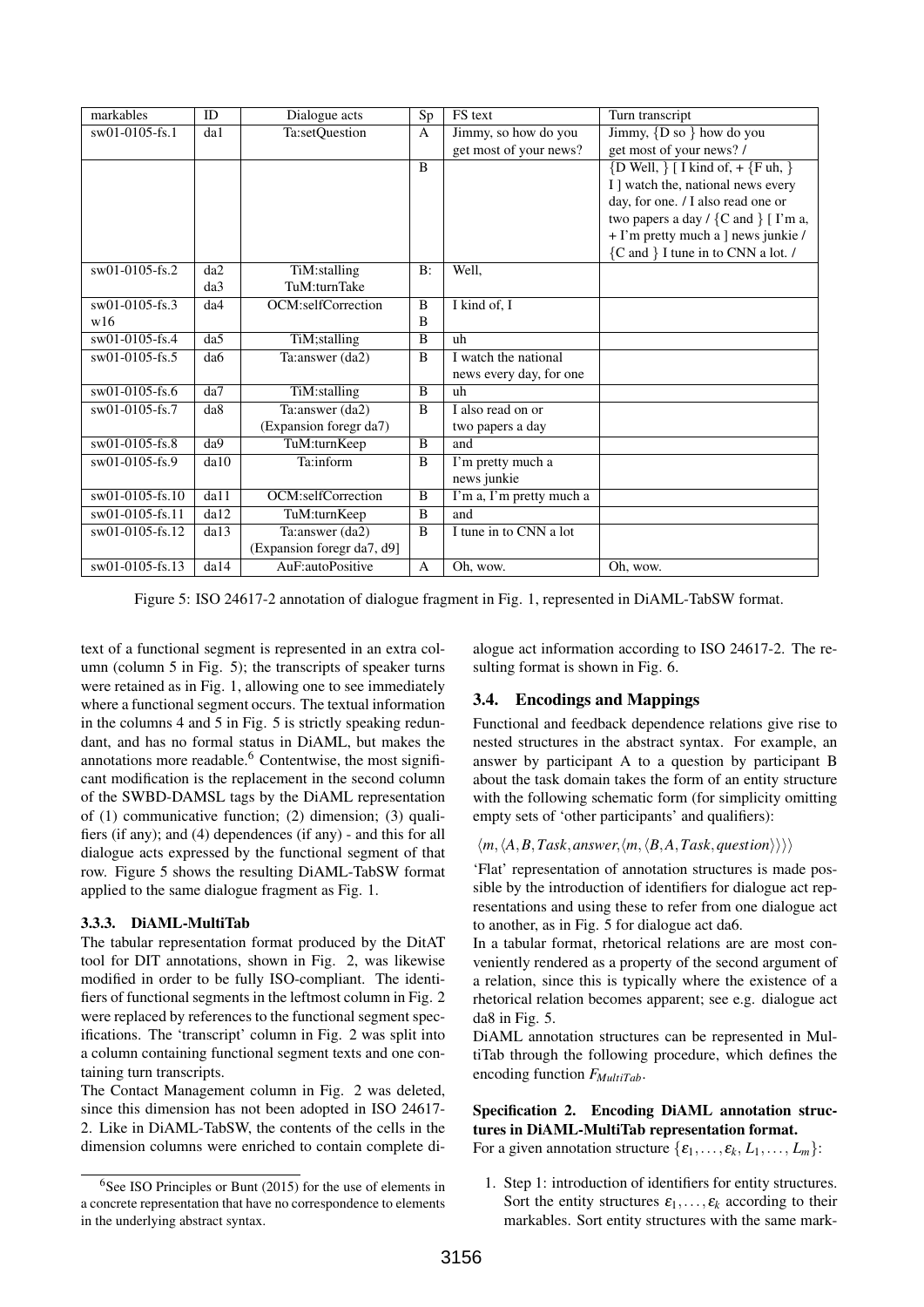| markables | ID | Dialogue acts | Sp | FS text | Turn transcript |
| --- | --- | --- | --- | --- | --- |
| sw01-0105-fs.1 | da1 | Ta:setQuestion | A | Jimmy, so how do you get most of your news? | Jimmy, {D so } how do you get most of your news? / |
| | | | B | | {D Well, } [ I kind of, + {F uh, } I ] watch the, national news every day, for one. / I also read one or two papers a day / {C and } [ I'm a, + I'm pretty much a ] news junkie / {C and } I tune in to CNN a lot. / |
| sw01-0105-fs.2 | da2 da3 | TiM:stalling TuM:turnTake | B: | Well, | |
| sw01-0105-fs.3 w16 | da4 | OCM:selfCorrection | B B | I kind of, I | |
| sw01-0105-fs.4 | da5 | TiM;stalling | B | uh | |
| sw01-0105-fs.5 | da6 | Ta:answer (da2) | B | I watch the national news every day, for one | |
| sw01-0105-fs.6 | da7 | TiM:stalling | B | uh | |
| sw01-0105-fs.7 | da8 | Ta:answer (da2) (Expansion foregr da7) | B | I also read on or two papers a day | |
| sw01-0105-fs.8 | da9 | TuM:turnKeep | B | and | |
| sw01-0105-fs.9 | da10 | Ta:inform | B | I'm pretty much a news junkie | |
| sw01-0105-fs.10 | da11 | OCM:selfCorrection | B | I'm a, I'm pretty much a | |
| sw01-0105-fs.11 | da12 | TuM:turnKeep | B | and | |
| sw01-0105-fs.12 | da13 | Ta:answer (da2) (Expansion foregr da7, d9] | B | I tune in to CNN a lot | |
| sw01-0105-fs.13 | da14 | AuF:autoPositive | A | Oh, wow. | Oh, wow. |

Figure 5: ISO 24617-2 annotation of dialogue fragment in Fig. 1, represented in DiAML-TabSW format.

text of a functional segment is represented in an extra column (column 5 in Fig. 5); the transcripts of speaker turns were retained as in Fig. 1, allowing one to see immediately where a functional segment occurs. The textual information in the columns 4 and 5 in Fig. 5 is strictly speaking redundant, and has no formal status in DiAML, but makes the annotations more readable.[6] Contentwise, the most significant modification is the replacement in the second column of the SWBD-DAMSL tags by the DiAML representation of (1) communicative function; (2) dimension; (3) qualifiers (if any); and (4) dependences (if any) - and this for all dialogue acts expressed by the functional segment of that row. Figure 5 shows the resulting DiAML-TabSW format applied to the same dialogue fragment as Fig. 1.

#### 3.3.3. DiAML-MultiTab

The tabular representation format produced by the DitAT tool for DIT annotations, shown in Fig. 2, was likewise modified in order to be fully ISO-compliant. The identifiers of functional segments in the leftmost column in Fig. 2 were replaced by references to the functional segment specifications. The 'transcript' column in Fig. 2 was split into a column containing functional segment texts and one containing turn transcripts.

The Contact Management column in Fig. 2 was deleted, since this dimension has not been adopted in ISO 24617-2. Like in DiAML-TabSW, the contents of the cells in the dimension columns were enriched to contain complete dialogue act information according to ISO 24617-2. The resulting format is shown in Fig. 6.

### 3.4. Encodings and Mappings

Functional and feedback dependence relations give rise to nested structures in the abstract syntax. For example, an answer by participant A to a question by participant B about the task domain takes the form of an entity structure with the following schematic form (for simplicity omitting empty sets of 'other participants' and qualifiers):

$$\langle m, \langle A, B, Task, answer, \langle m, \langle B, A, Task, question \rangle \rangle \rangle \rangle$$

'Flat' representation of annotation structures is made possible by the introduction of identifiers for dialogue act representations and using these to refer from one dialogue act to another, as in Fig. 5 for dialogue act da6.

In a tabular format, rhetorical relations are are most conveniently rendered as a property of the second argument of a relation, since this is typically where the existence of a rhetorical relation becomes apparent; see e.g. dialogue act da8 in Fig. 5.

DiAML annotation structures can be represented in MultiTab through the following procedure, which defines the encoding function $F_{MultiTab}$.

**Specification 2. Encoding DiAML annotation structures in DiAML-MultiTab representation format.**
For a given annotation structure $\{\varepsilon_1, \ldots, \varepsilon_k, L_1, \ldots, L_m\}$:

1. Step 1: introduction of identifiers for entity structures. Sort the entity structures $\varepsilon_1, \ldots, \varepsilon_k$ according to their markables. Sort entity structures with the same mark-

[6] See ISO Principles or Bunt (2015) for the use of elements in a concrete representation that have no correspondence to elements in the underlying abstract syntax.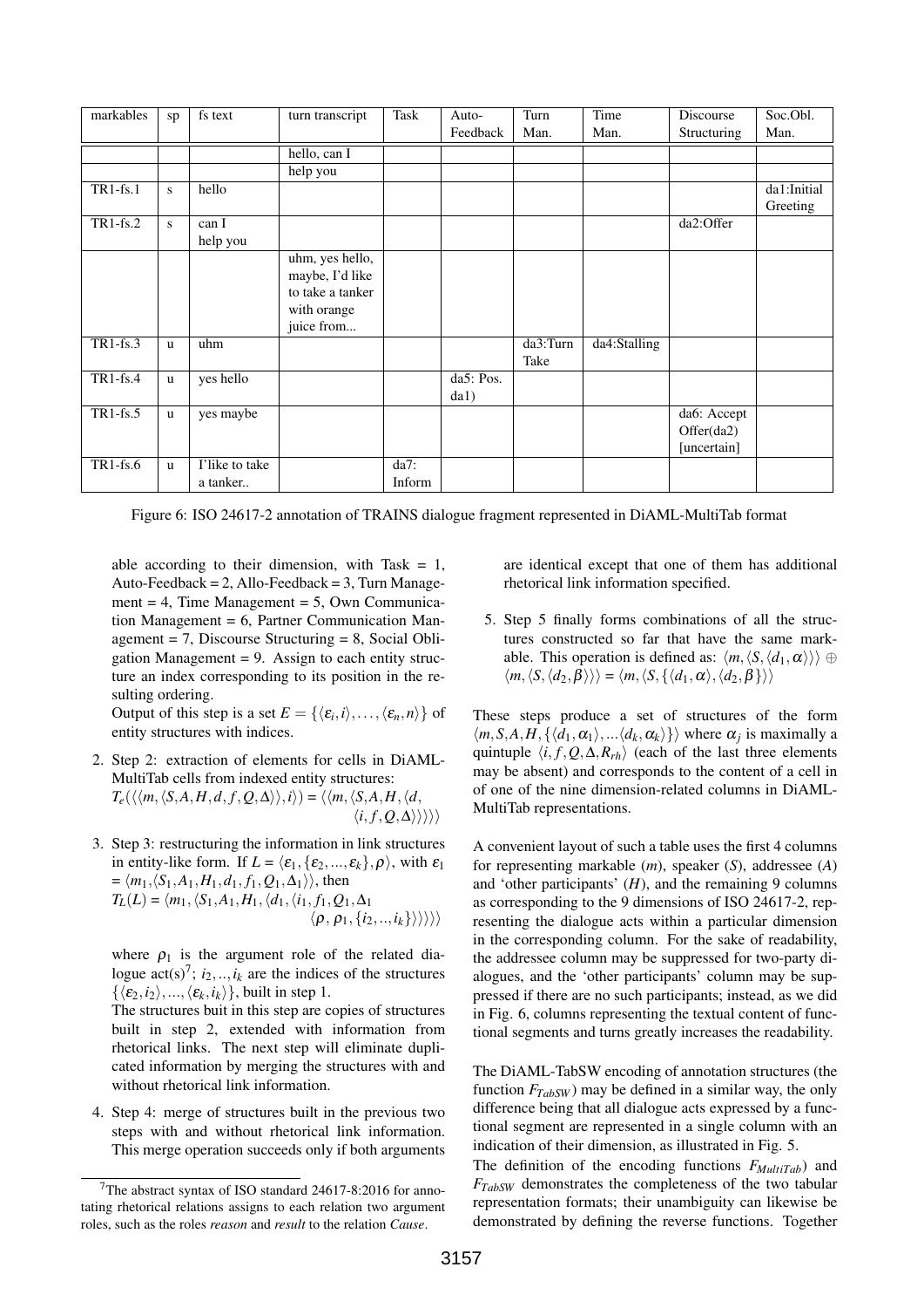| markables | sp | fs text | turn transcript | Task | Auto-Feedback | Turn Man. | Time Man. | Discourse Structuring | Soc.Obl. Man. |
|---|---|---|---|---|---|---|---|---|---|
| | | | hello, can I | | | | | | |
| | | | help you | | | | | | |
| TR1-fs.1 | s | hello | | | | | | | da1:Initial Greeting |
| TR1-fs.2 | s | can I help you | | | | | | da2:Offer | |
| | | | uhm, yes hello, maybe, I'd like to take a tanker with orange juice from... | | | | | | |
| TR1-fs.3 | u | uhm | | | | da3:Turn Take | da4:Stalling | | |
| TR1-fs.4 | u | yes hello | | | da5: Pos. da1) | | | | |
| TR1-fs.5 | u | yes maybe | | | | | | da6: Accept Offer(da2) [uncertain] | |
| TR1-fs.6 | u | I'like to take a tanker.. | | da7: Inform | | | | | |

Figure 6: ISO 24617-2 annotation of TRAINS dialogue fragment represented in DiAML-MultiTab format

able according to their dimension, with Task = 1, Auto-Feedback = 2, Allo-Feedback = 3, Turn Management = 4, Time Management = 5, Own Communication Management = 6, Partner Communication Management = 7, Discourse Structuring = 8, Social Obligation Management = 9. Assign to each entity structure an index corresponding to its position in the resulting ordering.
Output of this step is a set $E = \{\langle\varepsilon_i, i\rangle, \ldots, \langle\varepsilon_n, n\rangle\}$ of entity structures with indices.

2. Step 2: extraction of elements for cells in DiAML-MultiTab cells from indexed entity structures:
$T_e(\langle\langle m, \langle S, A, H, d, f, Q, \Delta\rangle\rangle, i\rangle) = \langle\langle m, \langle S, A, H, \langle d, \langle i, f, Q, \Delta\rangle\rangle\rangle\rangle$

3. Step 3: restructuring the information in link structures in entity-like form. If $L = \langle\varepsilon_1, \{\varepsilon_2, ..., \varepsilon_k\}, \rho\rangle$, with $\varepsilon_1 = \langle m_1, \langle S_1, A_1, H_1, d_1, f_1, Q_1, \Delta_1\rangle\rangle$, then
$T_L(L) = \langle m_1, \langle S_1, A_1, H_1, \langle d_1, \langle i_1, f_1, Q_1, \Delta_1 \langle\rho, \rho_1, \{i_2, .., i_k\}\rangle\rangle\rangle\rangle$

where $\rho_1$ is the argument role of the related dialogue act(s)[7]; $i_2, .., i_k$ are the indices of the structures $\{\langle\varepsilon_2, i_2\rangle, ..., \langle\varepsilon_k, i_k\rangle\}$, built in step 1.
The structures buit in this step are copies of structures built in step 2, extended with information from rhetorical links. The next step will eliminate duplicated information by merging the structures with and without rhetorical link information.

4. Step 4: merge of structures built in the previous two steps with and without rhetorical link information. This merge operation succeeds only if both arguments are identical except that one of them has additional rhetorical link information specified.

5. Step 5 finally forms combinations of all the structures constructed so far that have the same markable. This operation is defined as: $\langle m, \langle S, \langle d_1, \alpha\rangle\rangle\rangle \oplus \langle m, \langle S, \langle d_2, \beta\rangle\rangle\rangle = \langle m, \langle S, \{\langle d_1, \alpha\rangle, \langle d_2, \beta\}\rangle\rangle$

These steps produce a set of structures of the form $\langle m, S, A, H, \{\langle d_1, \alpha_1\rangle, ...\langle d_k, \alpha_k\rangle\}\rangle$ where $\alpha_j$ is maximally a quintuple $\langle i, f, Q, \Delta, R_{rh}\rangle$ (each of the last three elements may be absent) and corresponds to the content of a cell in of one of the nine dimension-related columns in DiAML-MultiTab representations.

A convenient layout of such a table uses the first 4 columns for representing markable (*m*), speaker (*S*), addressee (*A*) and 'other participants' (*H*), and the remaining 9 columns as corresponding to the 9 dimensions of ISO 24617-2, representing the dialogue acts within a particular dimension in the corresponding column. For the sake of readability, the addressee column may be suppressed for two-party dialogues, and the 'other participants' column may be suppressed if there are no such participants; instead, as we did in Fig. 6, columns representing the textual content of functional segments and turns greatly increases the readability.

The DiAML-TabSW encoding of annotation structures (the function $F_{TabSW}$) may be defined in a similar way, the only difference being that all dialogue acts expressed by a functional segment are represented in a single column with an indication of their dimension, as illustrated in Fig. 5.
The definition of the encoding functions $F_{MultiTab}$) and $F_{TabSW}$ demonstrates the completeness of the two tabular representation formats; their unambiguity can likewise be demonstrated by defining the reverse functions. Together

[7] The abstract syntax of ISO standard 24617-8:2016 for annotating rhetorical relations assigns to each relation two argument roles, such as the roles *reason* and *result* to the relation *Cause*.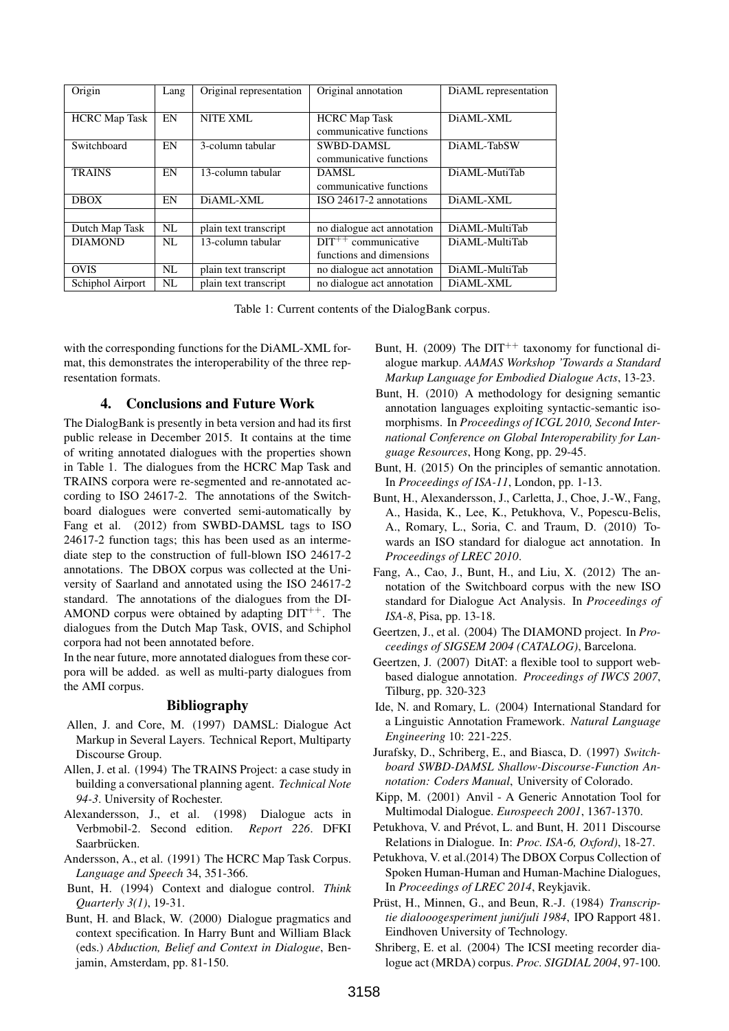| Origin | Lang | Original representation | Original annotation | DiAML representation |
|---|---|---|---|---|
| HCRC Map Task | EN | NITE XML | HCRC Map Task communicative functions | DiAML-XML |
| Switchboard | EN | 3-column tabular | SWBD-DAMSL communicative functions | DiAML-TabSW |
| TRAINS | EN | 13-column tabular | DAMSL communicative functions | DiAML-MutiTab |
| DBOX | EN | DiAML-XML | ISO 24617-2 annotations | DiAML-XML |
| | | | | |
| Dutch Map Task | NL | plain text transcript | no dialogue act annotation | DiAML-MultiTab |
| DIAMOND | NL | 13-column tabular | $\text{DIT}^{++}$ communicative functions and dimensions | DiAML-MultiTab |
| OVIS | NL | plain text transcript | no dialogue act annotation | DiAML-MultiTab |
| Schiphol Airport | NL | plain text transcript | no dialogue act annotation | DiAML-XML |

Table 1: Current contents of the DialogBank corpus.

with the corresponding functions for the DiAML-XML format, this demonstrates the interoperability of the three representation formats.

## 4. Conclusions and Future Work

The DialogBank is presently in beta version and had its first public release in December 2015. It contains at the time of writing annotated dialogues with the properties shown in Table 1. The dialogues from the HCRC Map Task and TRAINS corpora were re-segmented and re-annotated according to ISO 24617-2. The annotations of the Switchboard dialogues were converted semi-automatically by Fang et al. (2012) from SWBD-DAMSL tags to ISO 24617-2 function tags; this has been used as an intermediate step to the construction of full-blown ISO 24617-2 annotations. The DBOX corpus was collected at the University of Saarland and annotated using the ISO 24617-2 standard. The annotations of the dialogues from the DIAMOND corpus were obtained by adapting $\text{DIT}^{++}$. The dialogues from the Dutch Map Task, OVIS, and Schiphol corpora had not been annotated before.

In the near future, more annotated dialogues from these corpora will be added. as well as multi-party dialogues from the AMI corpus.

## Bibliography

Allen, J. and Core, M. (1997) DAMSL: Dialogue Act Markup in Several Layers. Technical Report, Multiparty Discourse Group.

Allen, J. et al. (1994) The TRAINS Project: a case study in building a conversational planning agent. *Technical Note 94-3*. University of Rochester.

Alexandersson, J., et al. (1998) Dialogue acts in Verbmobil-2. Second edition. *Report 226*. DFKI Saarbrücken.

Andersson, A., et al. (1991) The HCRC Map Task Corpus. *Language and Speech* 34, 351-366.

Bunt, H. (1994) Context and dialogue control. *Think Quarterly 3(1)*, 19-31.

Bunt, H. and Black, W. (2000) Dialogue pragmatics and context specification. In Harry Bunt and William Black (eds.) *Abduction, Belief and Context in Dialogue*, Benjamin, Amsterdam, pp. 81-150.

Bunt, H. (2009) The $\text{DIT}^{++}$ taxonomy for functional dialogue markup. *AAMAS Workshop 'Towards a Standard Markup Language for Embodied Dialogue Acts*, 13-23.

Bunt, H. (2010) A methodology for designing semantic annotation languages exploiting syntactic-semantic isomorphisms. In *Proceedings of ICGL 2010, Second International Conference on Global Interoperability for Language Resources*, Hong Kong, pp. 29-45.

Bunt, H. (2015) On the principles of semantic annotation. In *Proceedings of ISA-11*, London, pp. 1-13.

Bunt, H., Alexandersson, J., Carletta, J., Choe, J.-W., Fang, A., Hasida, K., Lee, K., Petukhova, V., Popescu-Belis, A., Romary, L., Soria, C. and Traum, D. (2010) Towards an ISO standard for dialogue act annotation. In *Proceedings of LREC 2010*.

Fang, A., Cao, J., Bunt, H., and Liu, X. (2012) The annotation of the Switchboard corpus with the new ISO standard for Dialogue Act Analysis. In *Proceedings of ISA-8*, Pisa, pp. 13-18.

Geertzen, J., et al. (2004) The DIAMOND project. In *Proceedings of SIGSEM 2004 (CATALOG)*, Barcelona.

Geertzen, J. (2007) DitAT: a flexible tool to support web-based dialogue annotation. *Proceedings of IWCS 2007*, Tilburg, pp. 320-323

Ide, N. and Romary, L. (2004) International Standard for a Linguistic Annotation Framework. *Natural Language Engineering* 10: 221-225.

Jurafsky, D., Schriberg, E., and Biasca, D. (1997) *Switchboard SWBD-DAMSL Shallow-Discourse-Function Annotation: Coders Manual*, University of Colorado.

Kipp, M. (2001) Anvil - A Generic Annotation Tool for Multimodal Dialogue. *Eurospeech 2001*, 1367-1370.

Petukhova, V. and Prévot, L. and Bunt, H. 2011 Discourse Relations in Dialogue. In: *Proc. ISA-6, Oxford)*, 18-27.

Petukhova, V. et al.(2014) The DBOX Corpus Collection of Spoken Human-Human and Human-Machine Dialogues, In *Proceedings of LREC 2014*, Reykjavik.

Prüst, H., Minnen, G., and Beun, R.-J. (1984) *Transcriptie dialooogesperiment juni/juli 1984*, IPO Rapport 481. Eindhoven University of Technology.

Shriberg, E. et al. (2004) The ICSI meeting recorder dialogue act (MRDA) corpus. *Proc. SIGDIAL 2004*, 97-100.